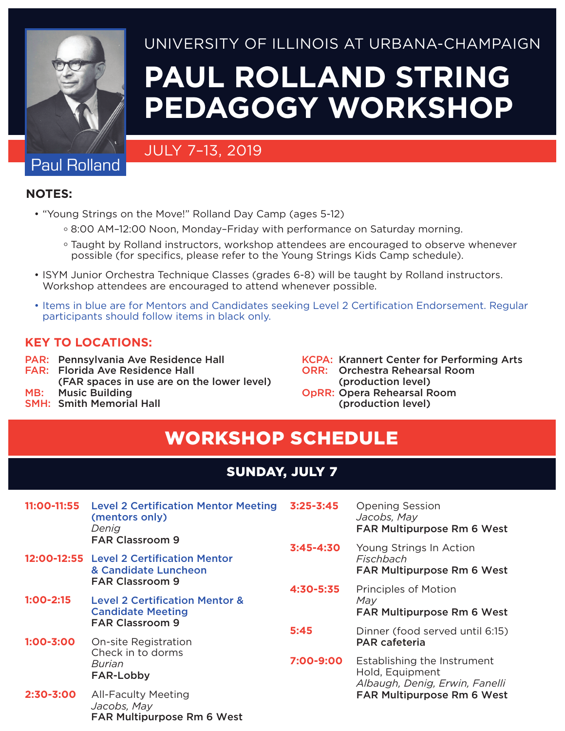Paul Rolland

UNIVERSITY OF ILLINOIS AT URBANA-CHAMPAIGN

# PAUL ROLLAND STRING PEDAGOGY WORKSHOP

JULY 7–13, 2019

**NOTES:**

- "Young Strings on the Move!" Rolland Day Camp (ages 5-12)
  - 8:00 AM–12:00 Noon, Monday–Friday with performance on Saturday morning.
  - Taught by Rolland instructors, workshop attendees are encouraged to observe whenever possible (for specifics, please refer to the Young Strings Kids Camp schedule).
- ISYM Junior Orchestra Technique Classes (grades 6-8) will be taught by Rolland instructors. Workshop attendees are encouraged to attend whenever possible.
- Items in blue are for Mentors and Candidates seeking Level 2 Certification Endorsement. Regular participants should follow items in black only.

## KEY TO LOCATIONS:

**PAR:** Pennsylvania Ave Residence Hall
**FAR:** Florida Ave Residence Hall (FAR spaces in use are on the lower level)
**MB:** Music Building
**SMH:** Smith Memorial Hall
**KCPA:** Krannert Center for Performing Arts
**ORR:** Orchestra Rehearsal Room (production level)
**OpRR:** Opera Rehearsal Room (production level)

## WORKSHOP SCHEDULE

### SUNDAY, JULY 7

**11:00-11:55** **Level 2 Certification Mentor Meeting (mentors only)**
*Denig*
**FAR Classroom 9**

**12:00-12:55** **Level 2 Certification Mentor & Candidate Luncheon**
**FAR Classroom 9**

**1:00-2:15** **Level 2 Certification Mentor & Candidate Meeting**
**FAR Classroom 9**

**1:00-3:00** On-site Registration
Check in to dorms
*Burian*
**FAR-Lobby**

**2:30-3:00** All-Faculty Meeting
*Jacobs, May*
**FAR Multipurpose Rm 6 West**

**3:25-3:45** Opening Session
*Jacobs, May*
**FAR Multipurpose Rm 6 West**

**3:45-4:30** Young Strings In Action
*Fischbach*
**FAR Multipurpose Rm 6 West**

**4:30-5:35** Principles of Motion
*May*
**FAR Multipurpose Rm 6 West**

**5:45** Dinner (food served until 6:15)
**PAR cafeteria**

**7:00-9:00** Establishing the Instrument Hold, Equipment
*Albaugh, Denig, Erwin, Fanelli*
**FAR Multipurpose Rm 6 West**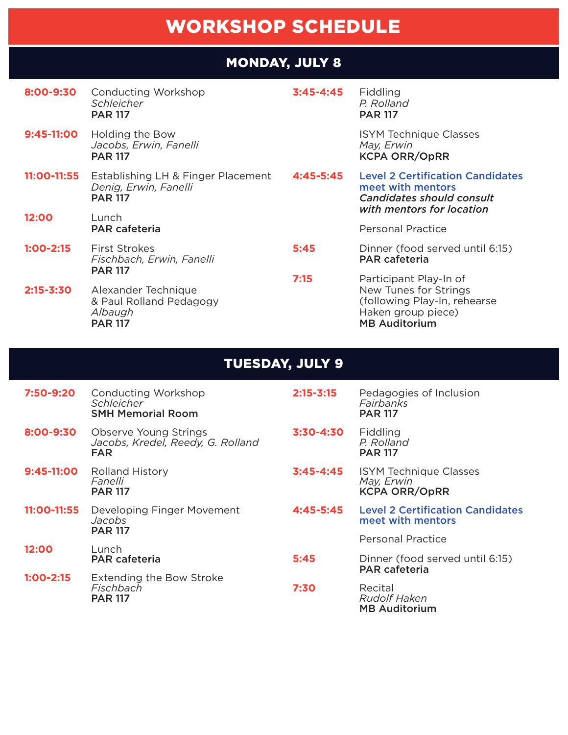# WORKSHOP SCHEDULE

## MONDAY, JULY 8

**8:00-9:30**
Conducting Workshop
*Schleicher*
**PAR 117**

**9:45-11:00**
Holding the Bow
*Jacobs, Erwin, Fanelli*
**PAR 117**

**11:00-11:55**
Establishing LH & Finger Placement
*Denig, Erwin, Fanelli*
**PAR 117**

**12:00**
Lunch
**PAR cafeteria**

**1:00-2:15**
First Strokes
*Fischbach, Erwin, Fanelli*
**PAR 117**

**2:15-3:30**
Alexander Technique
& Paul Rolland Pedagogy
*Albaugh*
**PAR 117**

**3:45-4:45**
Fiddling
*P. Rolland*
**PAR 117**

ISYM Technique Classes
*May, Erwin*
**KCPA ORR/OpRR**

**4:45-5:45**
**Level 2 Certification Candidates meet with mentors**
***Candidates should consult with mentors for location***

Personal Practice

**5:45**
Dinner (food served until 6:15)
**PAR cafeteria**

**7:15**
Participant Play-In of
New Tunes for Strings
(following Play-In, rehearse
Haken group piece)
**MB Auditorium**

## TUESDAY, JULY 9

**7:50-9:20**
Conducting Workshop
*Schleicher*
**SMH Memorial Room**

**8:00-9:30**
Observe Young Strings
*Jacobs, Kredel, Reedy, G. Rolland*
**FAR**

**9:45-11:00**
Rolland History
*Fanelli*
**PAR 117**

**11:00-11:55**
Developing Finger Movement
*Jacobs*
**PAR 117**

**12:00**
Lunch
**PAR cafeteria**

**1:00-2:15**
Extending the Bow Stroke
*Fischbach*
**PAR 117**

**2:15-3:15**
Pedagogies of Inclusion
*Fairbanks*
**PAR 117**

**3:30-4:30**
Fiddling
*P. Rolland*
**PAR 117**

**3:45-4:45**
ISYM Technique Classes
*May, Erwin*
**KCPA ORR/OpRR**

**4:45-5:45**
**Level 2 Certification Candidates meet with mentors**

Personal Practice

**5:45**
Dinner (food served until 6:15)
**PAR cafeteria**

**7:30**
Recital
*Rudolf Haken*
**MB Auditorium**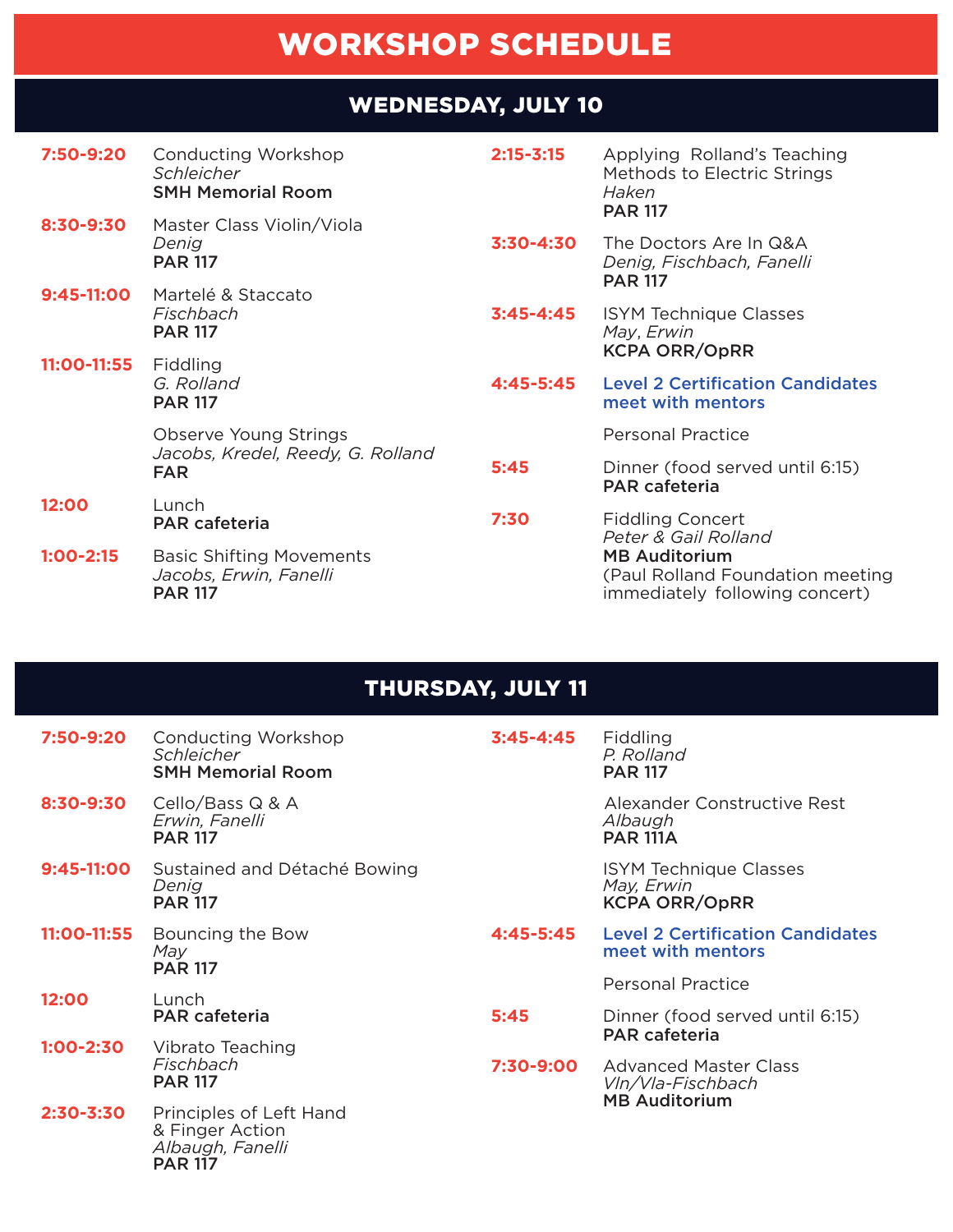# WORKSHOP SCHEDULE

## WEDNESDAY, JULY 10

**7:50-9:20**
Conducting Workshop
*Schleicher*
**SMH Memorial Room**

**8:30-9:30**
Master Class Violin/Viola
*Denig*
**PAR 117**

**9:45-11:00**
Martelé & Staccato
*Fischbach*
**PAR 117**

**11:00-11:55**
Fiddling
*G. Rolland*
**PAR 117**

Observe Young Strings
*Jacobs, Kredel, Reedy, G. Rolland*
**FAR**

**12:00**
Lunch
**PAR cafeteria**

**1:00-2:15**
Basic Shifting Movements
*Jacobs, Erwin, Fanelli*
**PAR 117**

**2:15-3:15**
Applying Rolland's Teaching Methods to Electric Strings
*Haken*
**PAR 117**

**3:30-4:30**
The Doctors Are In Q&A
*Denig, Fischbach, Fanelli*
**PAR 117**

**3:45-4:45**
ISYM Technique Classes
*May, Erwin*
**KCPA ORR/OpRR**

**4:45-5:45**
Level 2 Certification Candidates meet with mentors

Personal Practice

**5:45**
Dinner (food served until 6:15)
**PAR cafeteria**

**7:30**
Fiddling Concert
*Peter & Gail Rolland*
**MB Auditorium**
(Paul Rolland Foundation meeting immediately following concert)

## THURSDAY, JULY 11

**7:50-9:20**
Conducting Workshop
*Schleicher*
**SMH Memorial Room**

**8:30-9:30**
Cello/Bass Q & A
*Erwin, Fanelli*
**PAR 117**

**9:45-11:00**
Sustained and Détaché Bowing
*Denig*
**PAR 117**

**11:00-11:55**
Bouncing the Bow
*May*
**PAR 117**

**12:00**
Lunch
**PAR cafeteria**

**1:00-2:30**
Vibrato Teaching
*Fischbach*
**PAR 117**

**2:30-3:30**
Principles of Left Hand & Finger Action
*Albaugh, Fanelli*
**PAR 117**

**3:45-4:45**
Fiddling
*P. Rolland*
**PAR 117**

Alexander Constructive Rest
*Albaugh*
**PAR 111A**

ISYM Technique Classes
*May, Erwin*
**KCPA ORR/OpRR**

**4:45-5:45**
Level 2 Certification Candidates meet with mentors

Personal Practice

**5:45**
Dinner (food served until 6:15)
**PAR cafeteria**

**7:30-9:00**
Advanced Master Class
*Vln/Vla-Fischbach*
**MB Auditorium**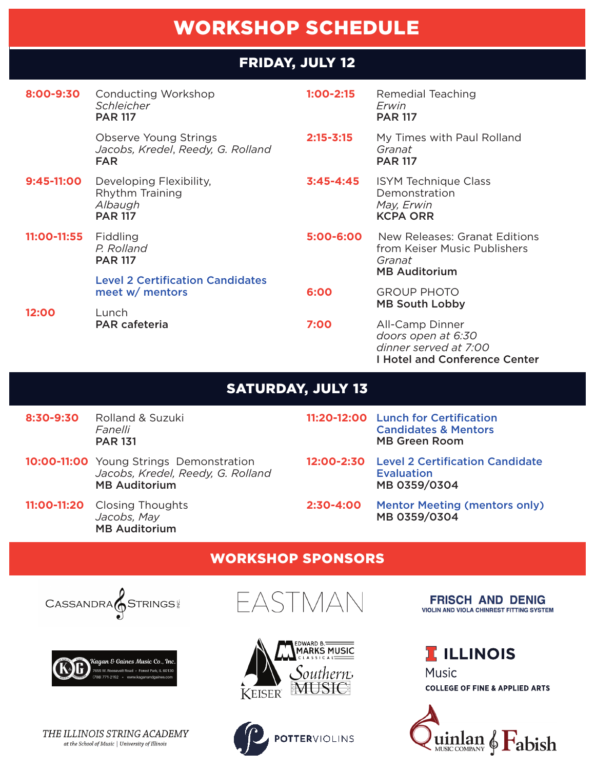# WORKSHOP SCHEDULE

## FRIDAY, JULY 12

**8:00-9:30**
Conducting Workshop
*Schleicher*
**PAR 117**

Observe Young Strings
*Jacobs, Kredel, Reedy, G. Rolland*
**FAR**

**9:45-11:00**
Developing Flexibility, Rhythm Training
*Albaugh*
**PAR 117**

**11:00-11:55**
Fiddling
*P. Rolland*
**PAR 117**

Level 2 Certification Candidates meet w/ mentors

**12:00**
Lunch
**PAR cafeteria**

**1:00-2:15**
Remedial Teaching
*Erwin*
**PAR 117**

**2:15-3:15**
My Times with Paul Rolland
*Granat*
**PAR 117**

**3:45-4:45**
ISYM Technique Class Demonstration
*May, Erwin*
**KCPA ORR**

**5:00-6:00**
New Releases: Granat Editions from Keiser Music Publishers
*Granat*
**MB Auditorium**

**6:00**
GROUP PHOTO
**MB South Lobby**

**7:00**
All-Camp Dinner
*doors open at 6:30*
*dinner served at 7:00*
**I Hotel and Conference Center**

## SATURDAY, JULY 13

**8:30-9:30**
Rolland & Suzuki
*Fanelli*
**PAR 131**

**10:00-11:00**
Young Strings Demonstration
*Jacobs, Kredel, Reedy, G. Rolland*
**MB Auditorium**

**11:00-11:20**
Closing Thoughts
*Jacobs, May*
**MB Auditorium**

**11:20-12:00**
Lunch for Certification Candidates & Mentors
**MB Green Room**

**12:00-2:30**
Level 2 Certification Candidate Evaluation
**MB 0359/0304**

**2:30-4:00**
Mentor Meeting (mentors only)
**MB 0359/0304**

## WORKSHOP SPONSORS

Cassandra Strings Inc.

EASTMAN

FRISCH AND DENIG
VIOLIN AND VIOLA CHINREST FITTING SYSTEM

Kagan & Gaines Music Co., Inc.
7655 W. Roosevelt Road • Forest Park, IL 60130
(708) 771-2162 • www.kaganandgaines.com

Keiser
Edward B. Marks Music Classical
Southern Music

ILLINOIS
Music
COLLEGE OF FINE & APPLIED ARTS

THE ILLINOIS STRING ACADEMY
at the School of Music | University of Illinois

POTTERVIOLINS

Quinlan & Fabish Music Company